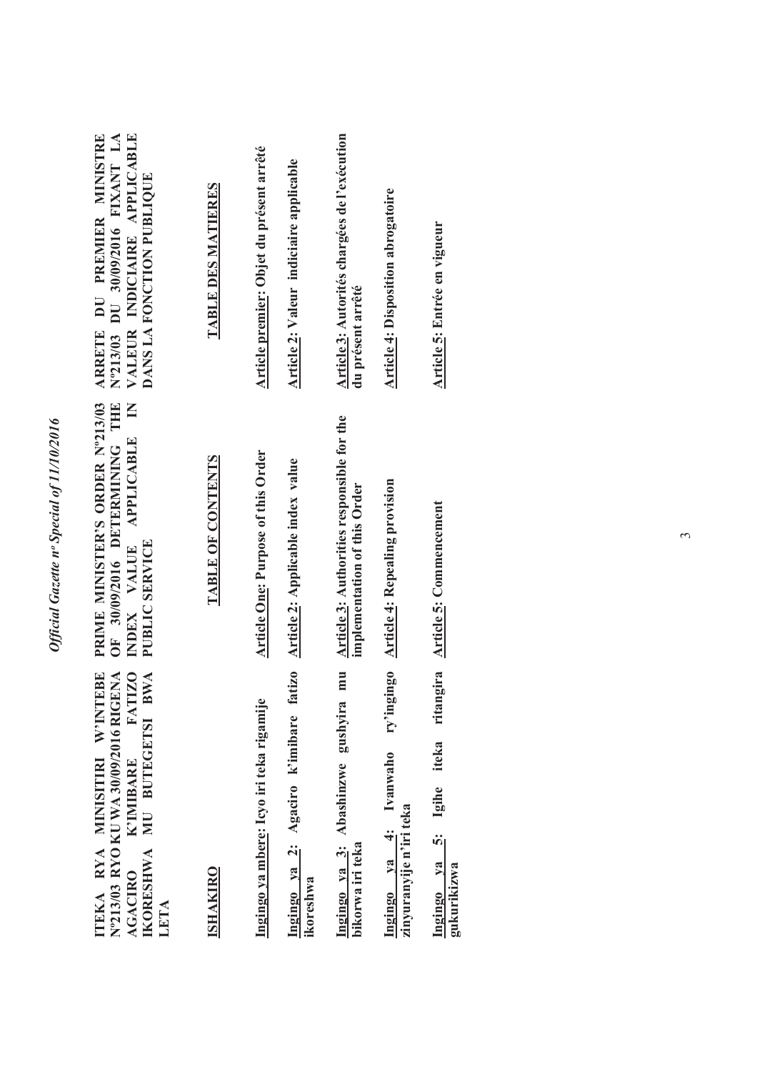**ITEKA RYA MINISITIRI W'INTEBE Nº213/03 RYO KU WA 30/09/2016 RIGENA AGACIRO K'IMIBARE FATIZO IKORESHWA MU BUTEGETSI BWA LETA**

**ISHAKIRO**

**Ingingo ya mbere: Icyo iri teka rigamije**

**Ingingo ya 2: Agaciro k'imibare fatizo ikoreshwa**

**Ingingo ya 3: Abashinzwe gushyira mu bikorwa iri teka**

**Ingingo ya 4: Ivanwaho ry'ingingo zinyuranyije n'iri teka**

**Ingingo ya 5: Igihe iteka ritangira gukurikizwa**

**PRIME MINISTER'S ORDER Nº213/03 OF 30/09/2016 DETERMINING THE INDEX VALUE APPLICABLE IN PUBLIC SERVICE**

**TABLE OF CONTENTS**

**Article One: Purpose of this Order**

**Article 2: Applicable index value**

**Article 3: Authorities responsible for the implementation of this Order**

**Article 4: Repealing provision**

**Article 5: Commencement**

**ARRETE DU PREMIER MINISTRE Nº213/03 DU 30/09/2016 FIXANT LA VALEUR INDICIAIRE APPLICABLE DANS LA FONCTION PUBLIQUE**

**TABLE DES MATIERES**

**Article premier: Objet du présent arrêté**

**Article 2: Valeur indiciaire applicable**

**Article 3: Autorités chargées de l'exécution du présent arrêté**

**Article 4: Disposition abrogatoire**

**Article 5: Entrée en vigueur**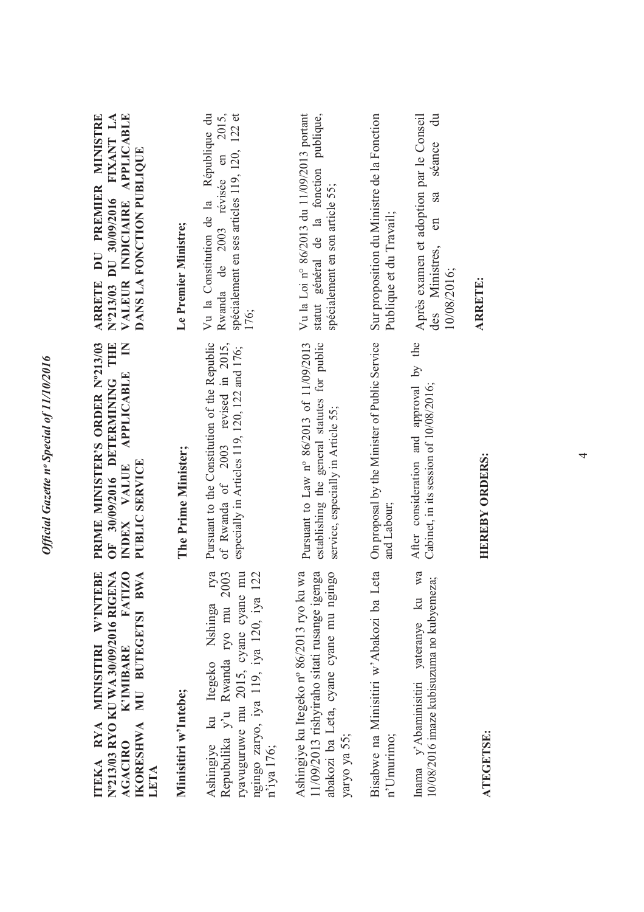**ITEKA RYA MINISITIRI W'INTEBE N°213/03 RYO KU WA 30/09/2016 RIGENA AGACIRO K'IMIBARE FATIZO IKORESHWA MU BUTEGETSI BWA LETA**

**Minisitiri w'Intebe;**

Ashingiye ku Itegeko Nshinga rya Repubulika y'u Rwanda ryo mu 2003 ryavuguruwe mu 2015, cyane cyane mu ngingo zaryo, iya 119, iya 120, iya 122 n'iya 176;

Ashingiye ku Itegeko n° 86/2013 ryo ku wa 11/09/2013 rishyiraho sitati rusange igenga abakozi ba Leta, cyane cyane mu ngingo yaryo ya 55;

Bisabwe na Minisitiri w'Abakozi ba Leta n'Umurimo;

Inama y'Abaminisitiri yateranye ku wa 10/08/2016 imaze kubisuzuma no kubyemeza;

**ATEGETSE:**

**PRIME MINISTER'S ORDER N°213/03 OF 30/09/2016 DETERMINING THE INDEX VALUE APPLICABLE IN PUBLIC SERVICE**

**The Prime Minister;**

Pursuant to the Constitution of the Republic of Rwanda of 2003 revised in 2015, especially in Articles 119, 120, 122 and 176;

Pursuant to Law n° 86/2013 of 11/09/2013 establishing the general statutes for public service, especially in Article 55;

On proposal by the Minister of Public Service and Labour;

After consideration and approval by the Cabinet, in its session of 10/08/2016;

**HEREBY ORDERS:**

**ARRETE DU PREMIER MINISTRE N°213/03 DU 30/09/2016 FIXANT LA VALEUR INDICIAIRE APPLICABLE DANS LA FONCTION PUBLIQUE**

**Le Premier Ministre;**

Vu la Constitution de la République du Rwanda de 2003 révisée en 2015, spécialement en ses articles 119, 120, 122 et 176;

Vu la Loi n° 86/2013 du 11/09/2013 portant statut général de la fonction publique, spécialement en son article 55;

Sur proposition du Ministre de la Fonction Publique et du Travail;

Après examen et adoption par le Conseil des Ministres, en sa séance du 10/08/2016;

**ARRETE:**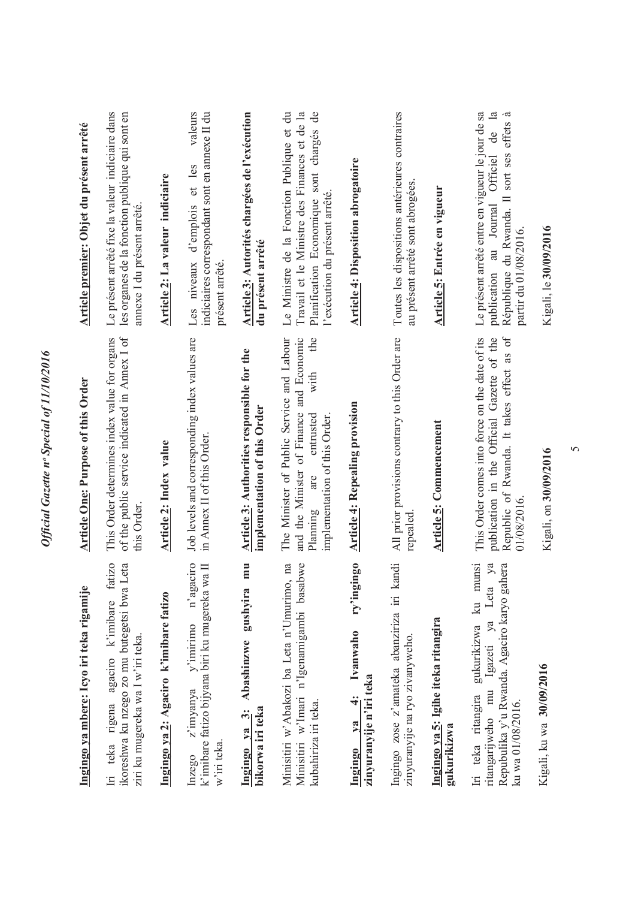**Ingingo ya mbere: Icyo iri teka rigamije**

Iri teka rigena agaciro k'imibare fatizo ikoreshwa ku nzego zo mu butegetsi bwa Leta ziri ku mugereka wa I w'iri teka.

**Ingingo ya 2: Agaciro k'imibare fatizo**

Inzego z'imyanya y'imirimo n'agaciro k'imibare fatizo bijyana biri ku mugereka wa II w'iri teka.

**Ingingo ya 3: Abashinzwe gushyira mu bikorwa iri teka**

Minisitiri w'Abakozi ba Leta n'Umurimo, na Minisitiri w'Imari n'Igenamigambi basabwe kubahiriza iri teka.

**Ingingo ya 4: Ivanwaho ry'ingingo zinyuranyije n'iri teka**

Ingingo zose z'amateka abanziriza iri kandi zinyuranyije na ryo zivanyweho.

**Ingingo ya 5: Igihe iteka ritangira gukurikizwa**

Iri teka ritangira gukurikizwa ku munsi ritangarijweho mu Igazeti ya Leta ya Repubulika y'u Rwanda. Agaciro karyo gahera ku wa 01/08/2016.

Kigali, ku wa **30/09/2016**

**Article One: Purpose of this Order**

This Order determines index value for organs of the public service indicated in Annex I of this Order.

**Article 2: Index value**

Job levels and corresponding index values are in Annex II of this Order.

**Article 3: Authorities responsible for the implementation of this Order**

The Minister of Public Service and Labour and the Minister of Finance and Economic Planning are entrusted with the implementation of this Order.

**Article 4: Repealing provision**

All prior provisions contrary to this Order are repealed.

**Article 5: Commencement**

This Order comes into force on the date of its publication in the Official Gazette of the Republic of Rwanda. It takes effect as of 01/08/2016.

Kigali, on **30/09/2016**

**Article premier: Objet du présent arrêté**

Le présent arrêté fixe la valeur indiciaire dans les organes de la fonction publique qui sont en annexe I du présent arrêté.

**Article 2: La valeur indiciaire**

Les niveaux d'emplois et les valeurs indiciaires correspondant sont en annexe II du présent arrêté.

**Article 3: Autorités chargées de l'exécution du présent arrêté**

Le Ministre de la Fonction Publique et du Travail et le Ministre des Finances et de la Planification Economique sont chargés de l'exécution du présent arrêté.

**Article 4: Disposition abrogatoire**

Toutes les dispositions antérieures contraires au présent arrêté sont abrogées.

**Article 5: Entrée en vigueur**

Le présent arrêté entre en vigueur le jour de sa publication au Journal Officiel de la République du Rwanda. Il sort ses effets à partir du 01/08/2016.

Kigali, le **30/09/2016**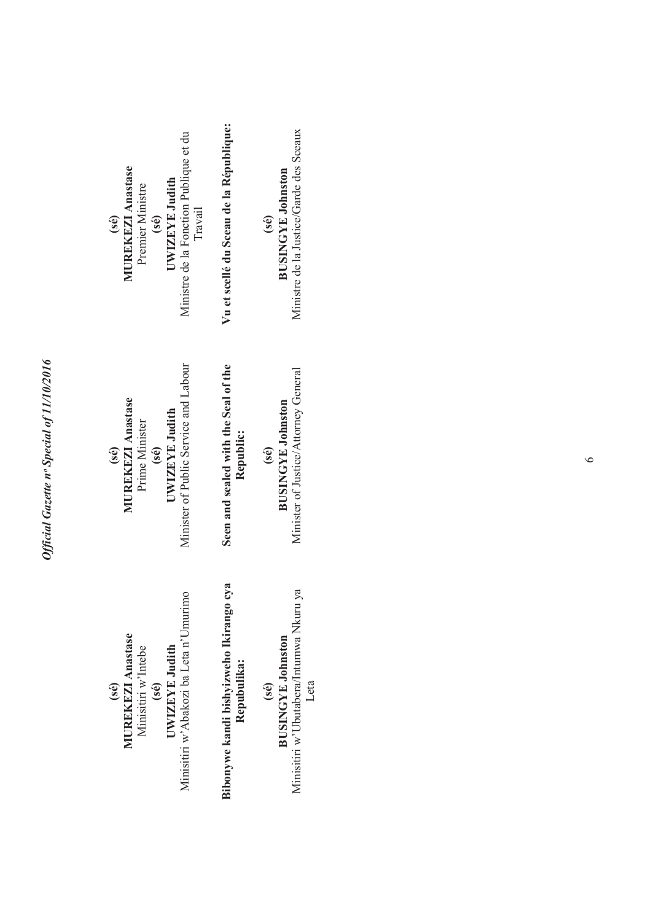(sé)
**MUREKEZI Anastase**
Minisitiri w'Intebe

(sé)
**UWIZEYE Judith**
Minisitiri w'Abakozi ba Leta n'Umurimo

**Bibonywe kandi bishyizweho Ikirango cya Repubulika:**

(sé)
**BUSINGYE Johnston**
Minisitiri w'Ubutabera/Intumwa Nkuru ya Leta

(sé)
**MUREKEZI Anastase**
Prime Minister

(sé)
**UWIZEYE Judith**
Minister of Public Service and Labour

**Seen and sealed with the Seal of the Republic:**

(sé)
**BUSINGYE Johnston**
Minister of Justice/Attorney General

(sé)
**MUREKEZI Anastase**
Premier Ministre

(sé)
**UWIZEYE Judith**
Ministre de la Fonction Publique et du Travail

**Vu et scellé du Sceau de la République:**

(sé)
**BUSINGYE Johnston**
Ministre de la Justice/Garde des Sceaux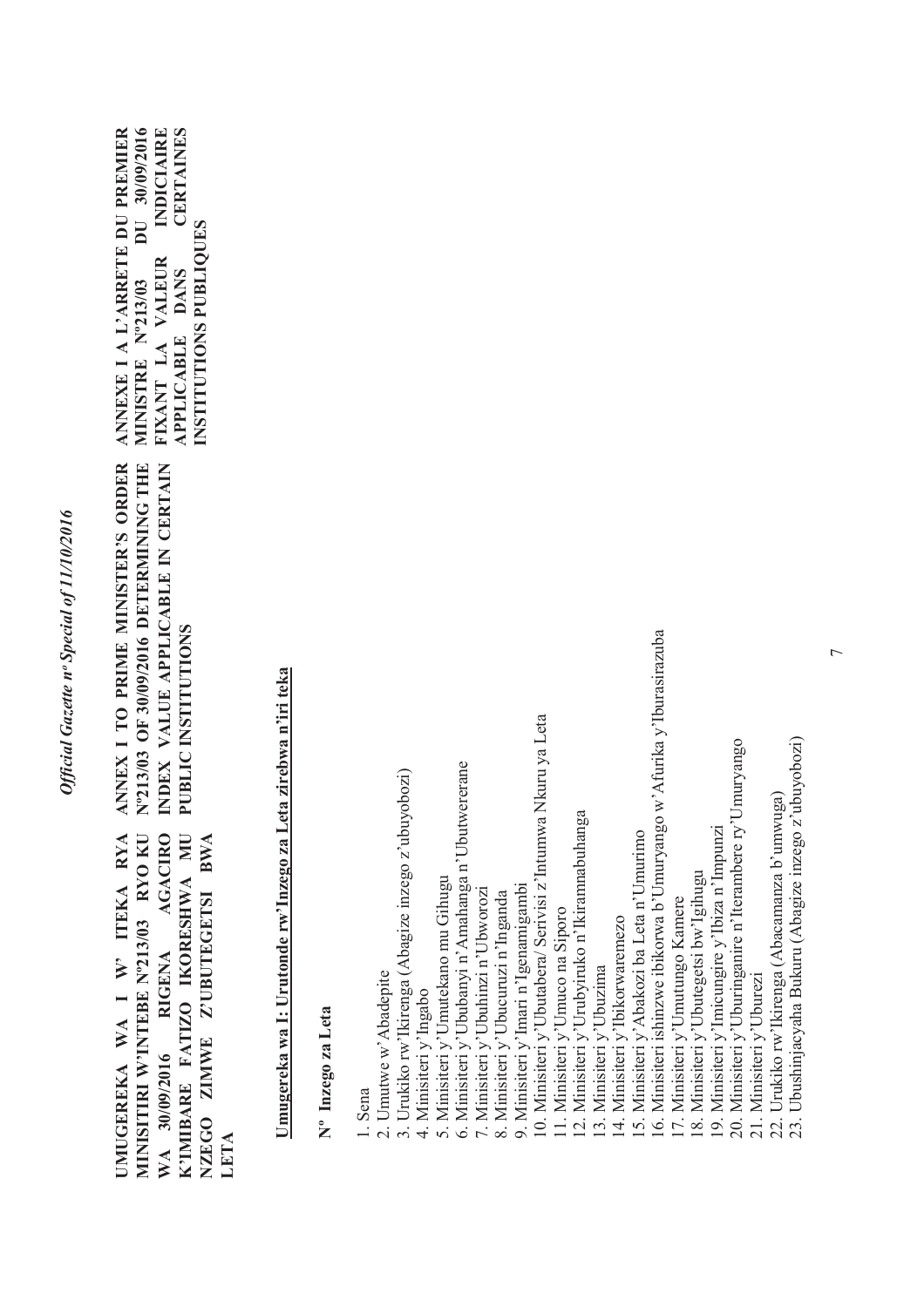**UMUGEREKA WA I W' ITEKA RYA MINISITIRI W'INTEBE Nº213/03 RYO KU WA 30/09/2016 RIGENA AGACIRO K'IMIBARE FATIZO IKORESHWA MU NZEGO ZIMWE Z'UBUTEGETSI BWA LETA**

**ANNEX I TO PRIME MINISTER'S ORDER Nº213/03 OF 30/09/2016 DETERMINING THE INDEX VALUE APPLICABLE IN CERTAIN PUBLIC INSTITUTIONS**

**ANNEXE I A L'ARRETE DU PREMIER MINISTRE Nº213/03 DU 30/09/2016 FIXANT LA VALEUR INDICIAIRE APPLICABLE DANS CERTAINES INSTITUTIONS PUBLIQUES**

**Umugereka wa I: Urutonde rw'Inzego za Leta zirebwa n'iri teka**

**Nº Inzego za Leta**

1. Sena
2. Umutwe w'Abadepite
3. Urukiko rw'Ikirenga (Abagize inzego z'ubuyobozi)
4. Minisiteri y'Ingabo
5. Minisiteri y'Umutekano mu Gihugu
6. Minisiteri y'Ububanyi n'Amahanga n'Ubutwererane
7. Minisiteri y'Ubuhinzi n'Ubworozi
8. Minisiteri y'Ubucuruzi n'Inganda
9. Minisiteri y'Imari n'Igenamigambi
10. Minisiteri y'Ubutabera/ Serivisi z'Intumwa Nkuru ya Leta
11. Minisiteri y'Umuco na Siporo
12. Minisiteri y'Urubyiruko n'Ikoranabuhanga
13. Minisiteri y'Ubuzima
14. Minisiteri y'Ibikorwaremezo
15. Minisiteri y'Abakozi ba Leta n'Umurimo
16. Minisiteri ishinzwe ibikorwa b'Umuryango w'Afurika y'Iburasirazuba
17. Minisiteri y'Umutungo Kamere
18. Minisiteri y'Ubutegetsi bw'Igihugu
19. Minisiteri y'Imicungire y'Ibiza n'Impunzi
20. Minisiteri y'Uburinganire n'Iterambere ry'Umuryango
21. Minisiteri y'Uburezi
22. Urukiko rw'Ikirenga (Abacamanza b'umwuga)
23. Ubushinjacyaha Bukuru (Abagize inzego z'ubuyobozi)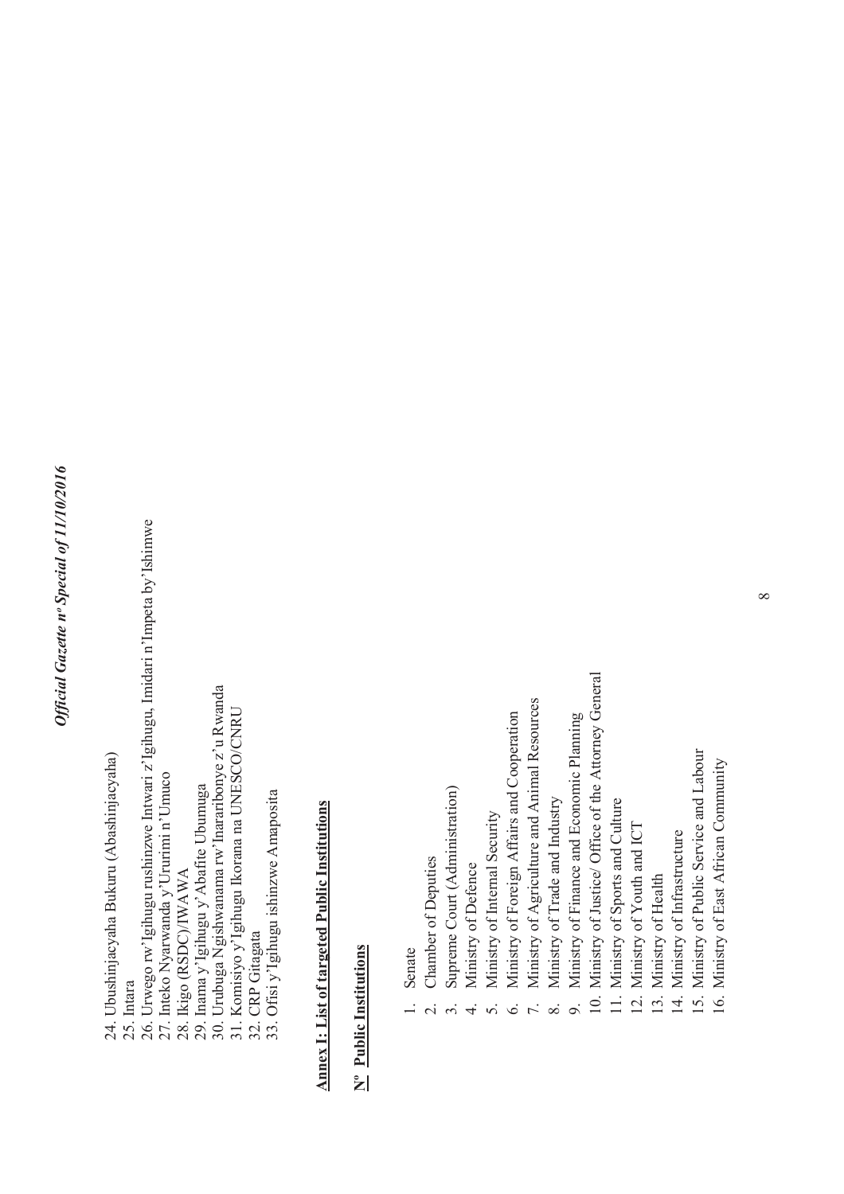24. Ubushinjacyaha Bukuru (Abashinjacyaha)
25. Intara
26. Urwego rw'Igihugu rushinzwe Intwari z'Igihugu, Imidari n'Impeta by'Ishimwe
27. Inteko Nyarwanda y'Ururimi n'Umuco
28. Ikigo (RSDC)/IWAWA
29. Inama y'Igihugu y'Abafite Ubumuga
30. Urubuga Ngishwanama rw'Inararibonye z'u Rwanda
31. Komisiyo y'Igihugu Ikorana na UNESCO/CNRU
32. CRP Gitagata
33. Ofisi y'Igihugu ishinzwe Amaposita

**Annex I: List of targeted Public Institutions**

**Nº Public Institutions**

1. Senate
2. Chamber of Deputies
3. Supreme Court (Administration)
4. Ministry of Defence
5. Ministry of Internal Security
6. Ministry of Foreign Affairs and Cooperation
7. Ministry of Agriculture and Animal Resources
8. Ministry of Trade and Industry
9. Ministry of Finance and Economic Planning
10. Ministry of Justice/ Office of the Attorney General
11. Ministry of Sports and Culture
12. Ministry of Youth and ICT
13. Ministry of Health
14. Ministry of Infrastructure
15. Ministry of Public Service and Labour
16. Ministry of East African Community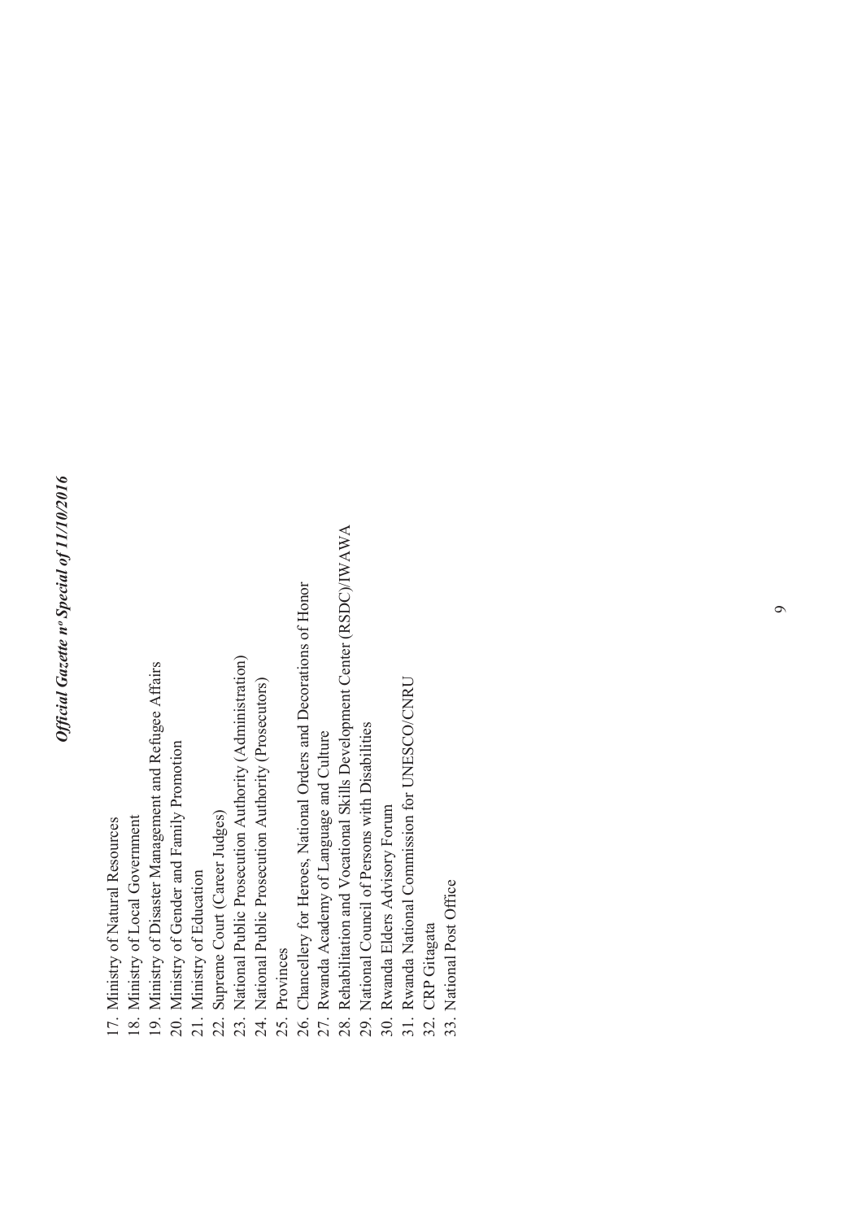17. Ministry of Natural Resources
18. Ministry of Local Government
19. Ministry of Disaster Management and Refugee Affairs
20. Ministry of Gender and Family Promotion
21. Ministry of Education
22. Supreme Court (Career Judges)
23. National Public Prosecution Authority (Administration)
24. National Public Prosecution Authority (Prosecutors)
25. Provinces
26. Chancellery for Heroes, National Orders and Decorations of Honor
27. Rwanda Academy of Language and Culture
28. Rehabilitation and Vocational Skills Development Center (RSDC)/IWAWA
29. National Council of Persons with Disabilities
30. Rwanda Elders Advisory Forum
31. Rwanda National Commission for UNESCO/CNRU
32. CRP Gitagata
33. National Post Office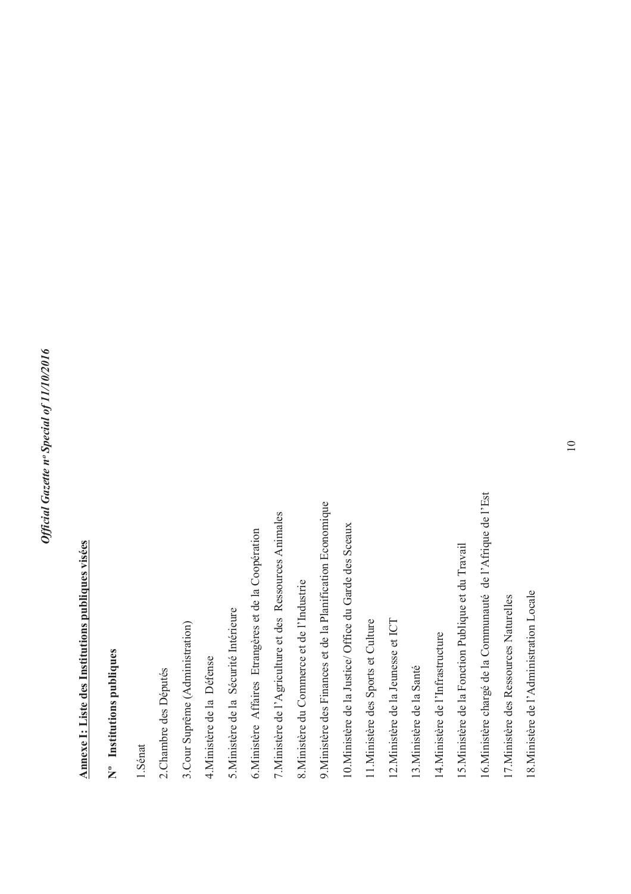**Annexe I: Liste des Institutions publiques visées**

**Nº Institutions publiques**

1.Sénat

2.Chambre des Députés

3.Cour Suprême (Administration)

4.Ministère de la Défense

5.Ministère de la Sécurité Intérieure

6.Ministère Affaires Etrangères et de la Coopération

7.Ministère de l'Agriculture et des Ressources Animales

8.Ministère du Commerce et de l'Industrie

9.Ministère des Finances et de la Planification Economique

10.Ministère de la Justice/ Office du Garde des Sceaux

11.Ministère des Sports et Culture

12.Ministère de la Jeunesse et ICT

13.Ministère de la Santé

14.Ministère de l'Infrastructure

15.Ministère de la Fonction Publique et du Travail

16.Ministère chargé de la Communauté de l'Afrique de l'Est

17.Ministère des Ressources Naturelles

18.Ministère de l'Administration Locale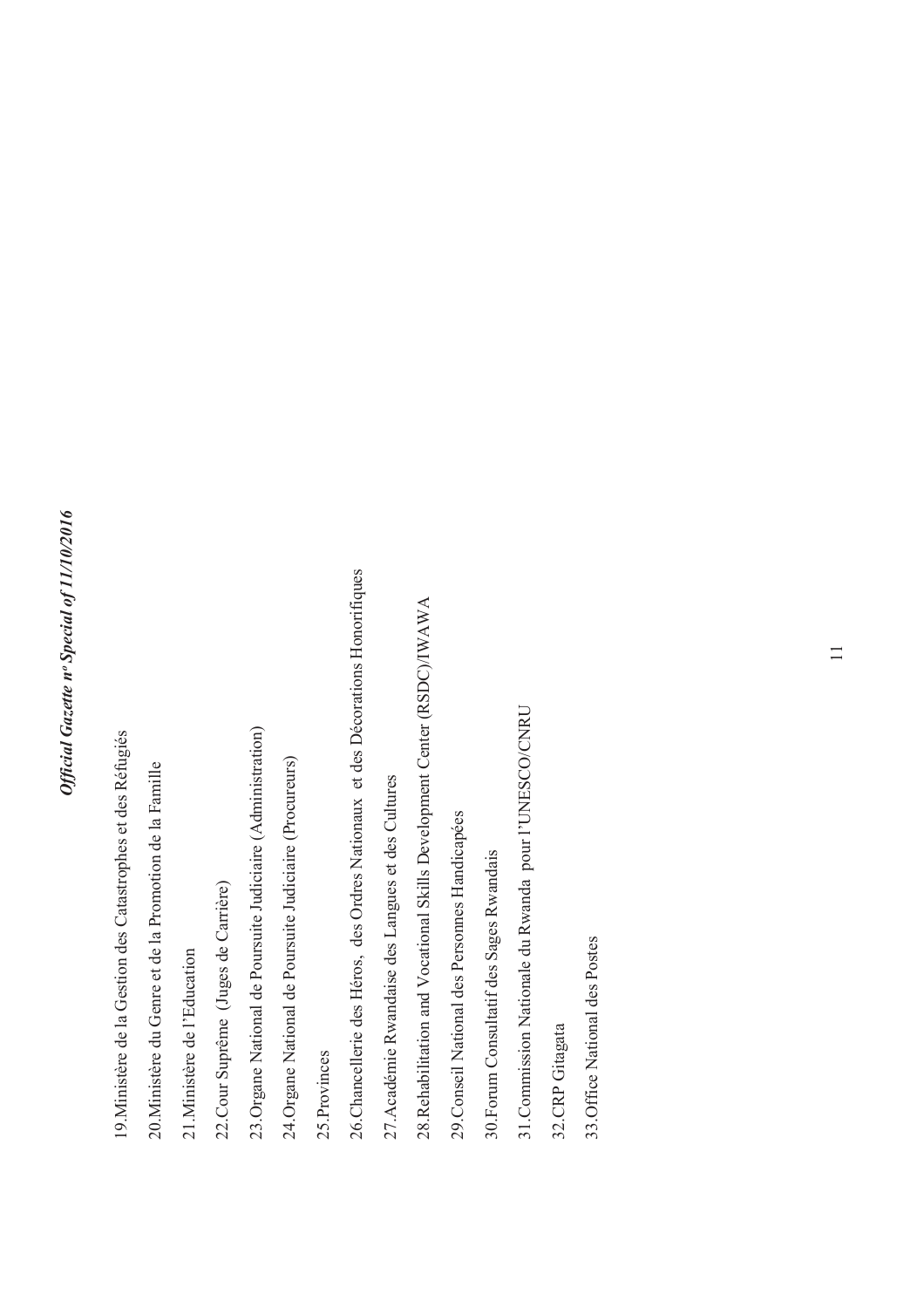19.Ministère de la Gestion des Catastrophes et des Réfugiés

20.Ministère du Genre et de la Promotion de la Famille

21.Ministère de l'Education

22.Cour Suprême (Juges de Carrière)

23.Organe National de Poursuite Judiciaire (Administration)

24.Organe National de Poursuite Judiciaire (Procureurs)

25.Provinces

26.Chancellerie des Héros, des Ordres Nationaux et des Décorations Honorifiques

27.Académie Rwandaise des Langues et des Cultures

28.Rehabilitation and Vocational Skills Development Center (RSDC)/IWAWA

29.Conseil National des Personnes Handicapées

30.Forum Consultatif des Sages Rwandais

31.Commission Nationale du Rwanda pour l'UNESCO/CNRU

32.CRP Gitagata

33.Office National des Postes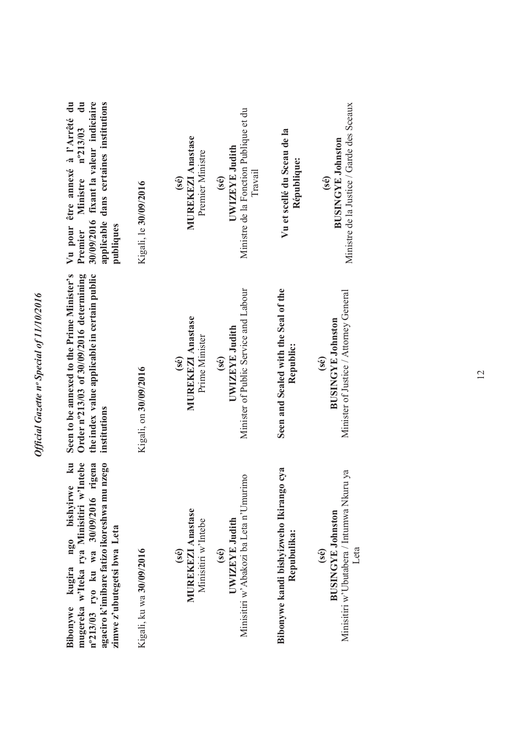**Bibonywe kugira ngo bishyirwe ku mugereka w'Iteka rya Minisitiri w'Intebe nº213/03 ryo ku wa 30/09/2016 rigena agaciro k'imibare fatizo ikoreshwa mu nzego zimwe z'ubutegetsi bwa Leta**

Kigali, ku wa **30/09/2016**

**(sé)**
**MUREKEZI Anastase**
Minisitiri w'Intebe

**(sé)**
**UWIZEYE Judith**
Minisitiri w'Abakozi ba Leta n'Umurimo

**Bibonywe kandi bishyizweho Ikirango cya Repubulika:**

**(sé)**
**BUSINGYE Johnston**
Minisitiri w'Ubutabera / Intumwa Nkuru ya Leta

**Seen to be annexed to the Prime Minister's Order nº213/03 of 30/09/2016 determining the index value applicable in certain public institutions**

Kigali, on **30/09/2016**

**(sé)**
**MUREKEZI Anastase**
Prime Minister

**(sé)**
**UWIZEYE Judith**
Minister of Public Service and Labour

**Seen and Sealed with the Seal of the Republic:**

**(sé)**
**BUSINGYE Johnston**
Minister of Justice / Attorney General

**Vu pour être annexé à l'Arrêté du Premier Ministre nº213/03 du 30/09/2016 fixant la valeur indiciaire applicable dans certaines institutions publiques**

Kigali, le **30/09/2016**

**(sé)**
**MUREKEZI Anastase**
Premier Ministre

**(sé)**
**UWIZEYE Judith**
Ministre de la Fonction Publique et du Travail

**Vu et scellé du Sceau de la République:**

**(sé)**
**BUSINGYE Johnston**
Ministre de la Justice / Garde des Sceaux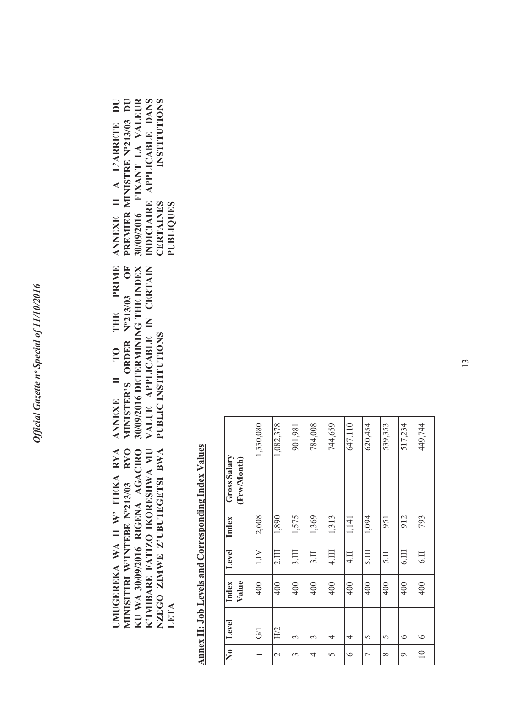**UMUGEREKA WA II W' ITEKA RYA MINISITIRI W'INTEBE Nº213/03 RYO KU WA 30/09/2016 RIGENA AGACIRO K'IMIBARE FATIZO IKORESHWA MU NZEGO ZIMWE Z'UBUTEGETSI BWA LETA**

**ANNEXE II TO THE PRIME MINISTER'S ORDER Nº213/03 OF 30/09/2016 DETERMINING THE INDEX VALUE APPLICABLE IN CERTAIN PUBLIC INSTITUTIONS**

**ANNEXE II A L'ARRETE DU PREMIER MINISTRE Nº213/03 DU 30/09/2016 FIXANT LA VALEUR INDICIAIRE APPLICABLE DANS CERTAINES INSTITUTIONS PUBLIQUES**

**Annex II: Job Levels and Corresponding Index Values**

| No | Level | Index Value | Level | Index | Gross Salary (Frw/Month) |
|---|---|---|---|---|---|
| 1 | G/1 | 400 | 1.IV | 2,608 | 1,330,080 |
| 2 | H/2 | 400 | 2.III | 1,890 | 1,082,378 |
| 3 | 3 | 400 | 3.III | 1,575 | 901,981 |
| 4 | 3 | 400 | 3.II | 1,369 | 784,008 |
| 5 | 4 | 400 | 4.III | 1,313 | 744,659 |
| 6 | 4 | 400 | 4.II | 1,141 | 647,110 |
| 7 | 5 | 400 | 5.III | 1,094 | 620,454 |
| 8 | 5 | 400 | 5.II | 951 | 539,353 |
| 9 | 6 | 400 | 6.III | 912 | 517,234 |
| 10 | 6 | 400 | 6.II | 793 | 449,744 |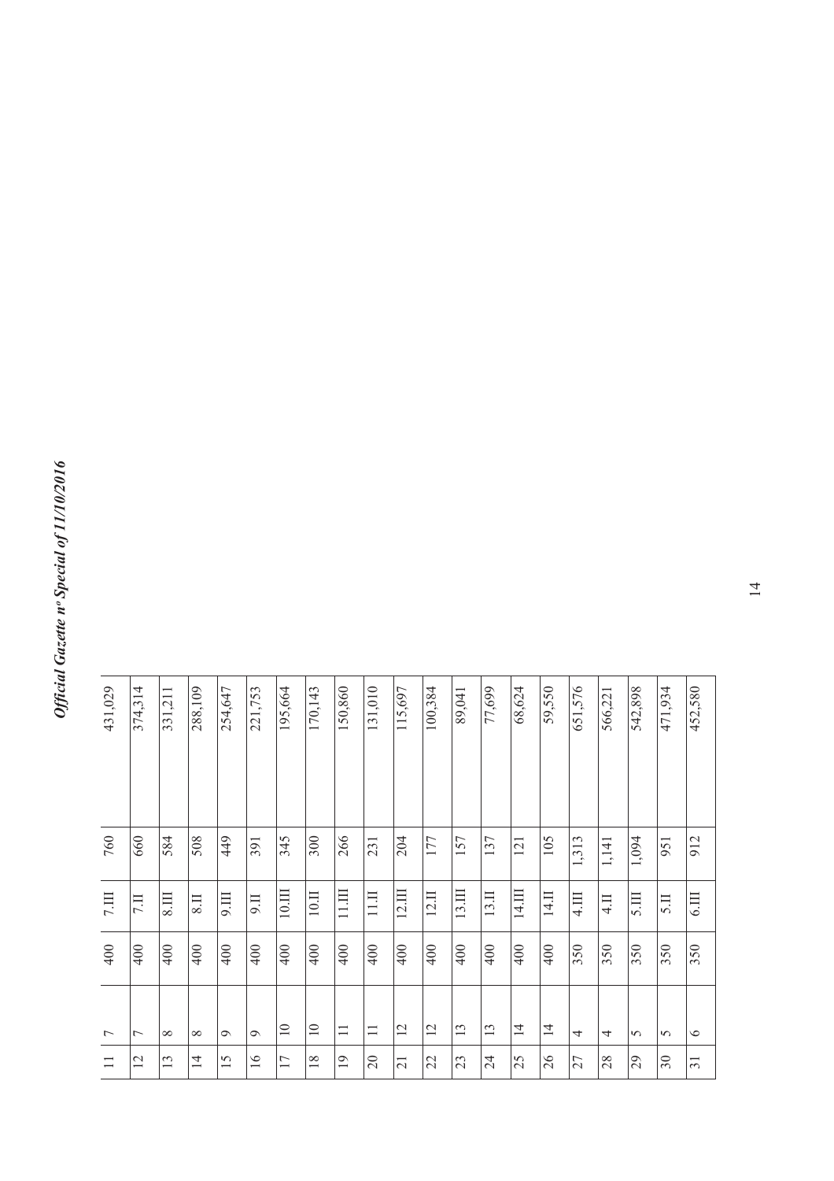| | | | | | |
|---|---|---|---|---|---|
| 11 | 7 | 400 | 7.III | 760 | 431,029 |
| 12 | 7 | 400 | 7.II | 660 | 374,314 |
| 13 | 8 | 400 | 8.III | 584 | 331,211 |
| 14 | 8 | 400 | 8.II | 508 | 288,109 |
| 15 | 9 | 400 | 9.III | 449 | 254,647 |
| 16 | 9 | 400 | 9.II | 391 | 221,753 |
| 17 | 10 | 400 | 10.III | 345 | 195,664 |
| 18 | 10 | 400 | 10.II | 300 | 170,143 |
| 19 | 11 | 400 | 11.III | 266 | 150,860 |
| 20 | 11 | 400 | 11.II | 231 | 131,010 |
| 21 | 12 | 400 | 12.III | 204 | 115,697 |
| 22 | 12 | 400 | 12.II | 177 | 100,384 |
| 23 | 13 | 400 | 13.III | 157 | 89,041 |
| 24 | 13 | 400 | 13.II | 137 | 77,699 |
| 25 | 14 | 400 | 14.III | 121 | 68,624 |
| 26 | 14 | 400 | 14.II | 105 | 59,550 |
| 27 | 4 | 350 | 4.III | 1,313 | 651,576 |
| 28 | 4 | 350 | 4.II | 1,141 | 566,221 |
| 29 | 5 | 350 | 5.III | 1,094 | 542,898 |
| 30 | 5 | 350 | 5.II | 951 | 471,934 |
| 31 | 6 | 350 | 6.III | 912 | 452,580 |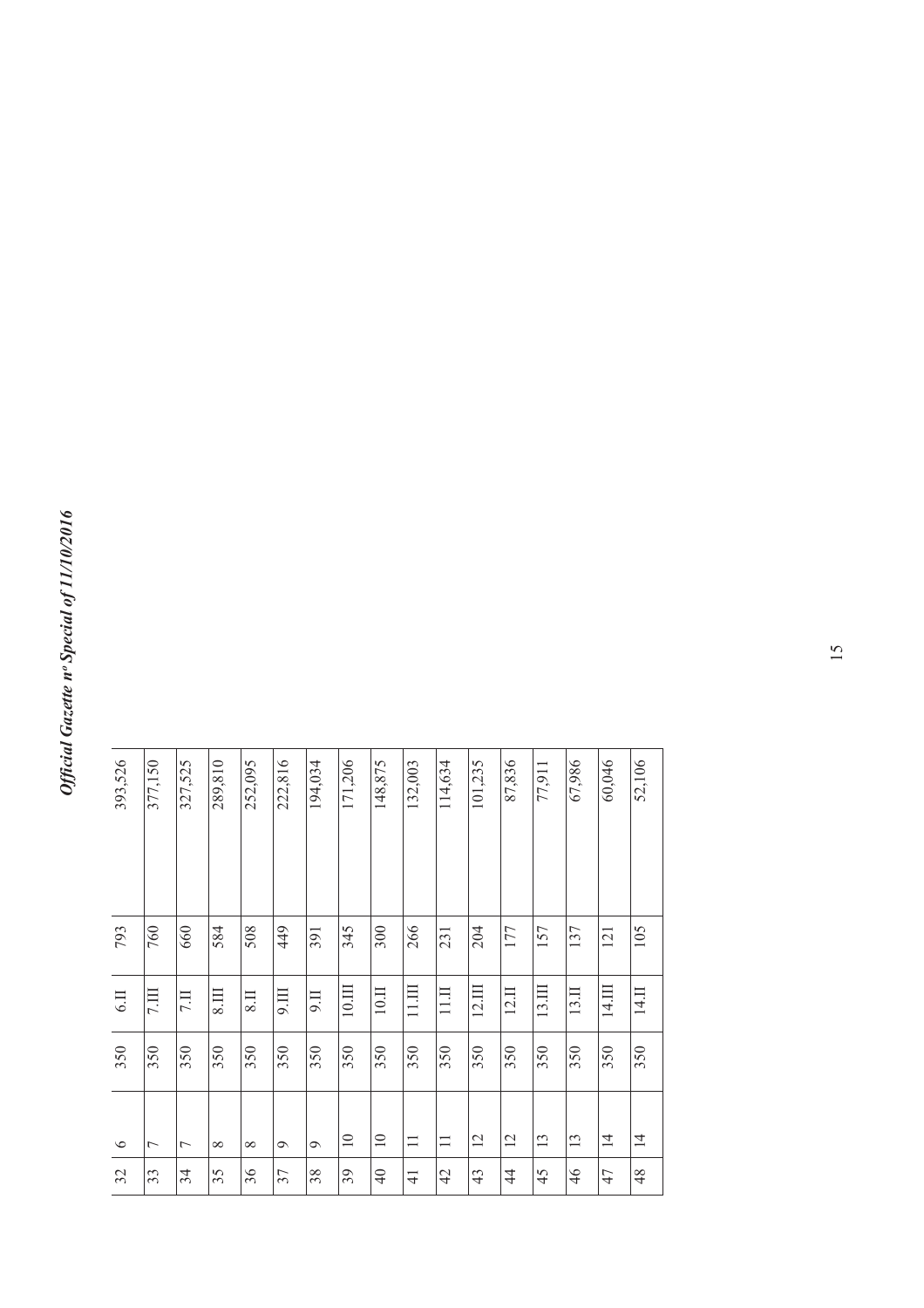| | | | | | |
|---|---|---|---|---|---|
| 32 | 6 | 350 | 6.II | 793 | 393,526 |
| 33 | 7 | 350 | 7.III | 760 | 377,150 |
| 34 | 7 | 350 | 7.II | 660 | 327,525 |
| 35 | 8 | 350 | 8.III | 584 | 289,810 |
| 36 | 8 | 350 | 8.II | 508 | 252,095 |
| 37 | 9 | 350 | 9.III | 449 | 222,816 |
| 38 | 9 | 350 | 9.II | 391 | 194,034 |
| 39 | 10 | 350 | 10.III | 345 | 171,206 |
| 40 | 10 | 350 | 10.II | 300 | 148,875 |
| 41 | 11 | 350 | 11.III | 266 | 132,003 |
| 42 | 11 | 350 | 11.II | 231 | 114,634 |
| 43 | 12 | 350 | 12.III | 204 | 101,235 |
| 44 | 12 | 350 | 12.II | 177 | 87,836 |
| 45 | 13 | 350 | 13.III | 157 | 77,911 |
| 46 | 13 | 350 | 13.II | 137 | 67,986 |
| 47 | 14 | 350 | 14.III | 121 | 60,046 |
| 48 | 14 | 350 | 14.II | 105 | 52,106 |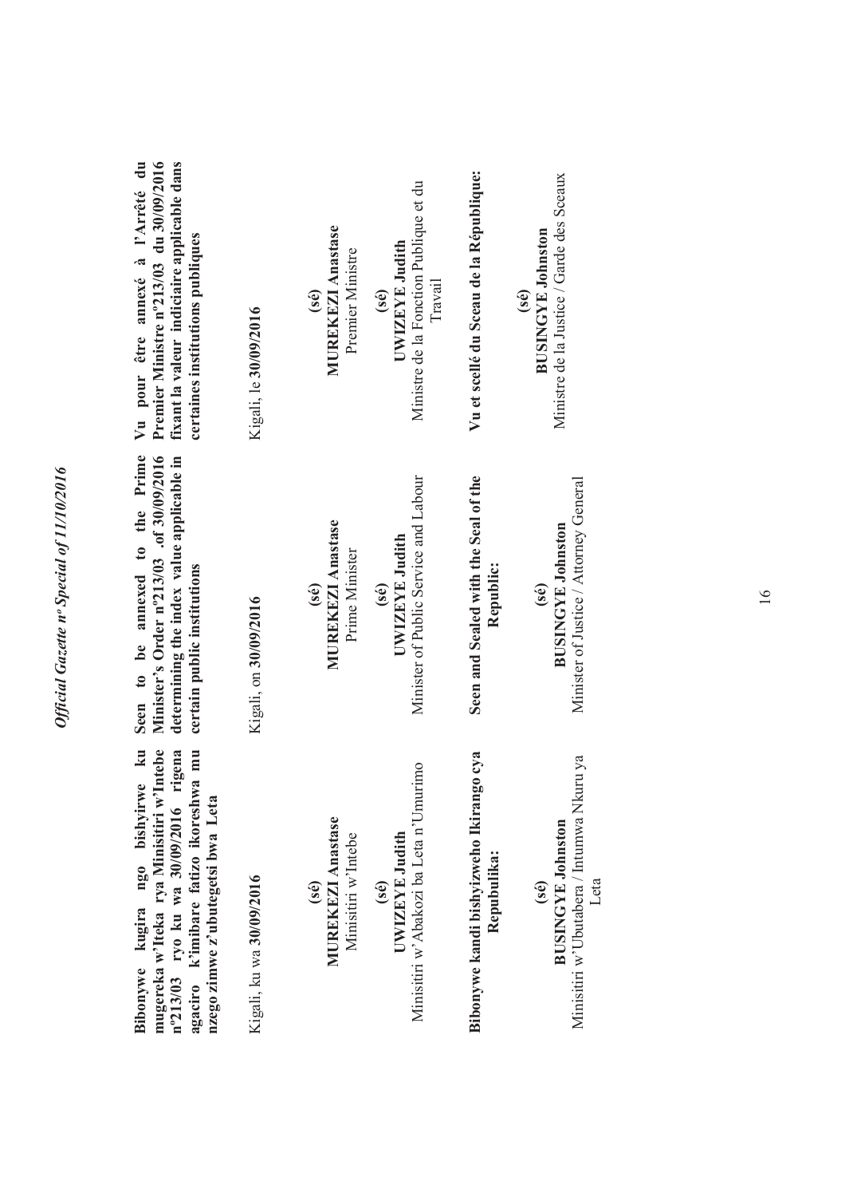**Bibonywe kugira ngo bishyirwe ku mugereka w'Iteka rya Minisitiri w'Intebe nº213/03 ryo ku wa 30/09/2016 rigena agaciro k'imibare fatizo ikoreshwa mu nzego zimwe z'ubutegetsi bwa Leta**

Kigali, ku wa **30/09/2016**

**(sé)**
**MUREKEZI Anastase**
Minisitiri w'Intebe

**(sé)**
**UWIZEYE Judith**
Minisitiri w'Abakozi ba Leta n'Umurimo

**Bibonywe kandi bishyizweho Ikirango cya Repubulika:**

**(sé)**
**BUSINGYE Johnston**
Minisitiri w'Ubutabera / Intumwa Nkuru ya Leta

**Seen to be annexed to the Prime Minister's Order nº213/03 .of 30/09/2016 determining the index value applicable in certain public institutions**

Kigali, on **30/09/2016**

**(sé)**
**MUREKEZI Anastase**
Prime Minister

**(sé)**
**UWIZEYE Judith**
Minister of Public Service and Labour

**Seen and Sealed with the Seal of the Republic:**

**(sé)**
**BUSINGYE Johnston**
Minister of Justice / Attorney General

**Vu pour être annexé à l'Arrêté du Premier Ministre nº213/03 du 30/09/2016 fixant la valeur indiciaire applicable dans certaines institutions publiques**

Kigali, le **30/09/2016**

**(sé)**
**MUREKEZI Anastase**
Premier Ministre

**(sé)**
**UWIZEYE Judith**
Ministre de la Fonction Publique et du Travail

**Vu et scellé du Sceau de la République:**

**(sé)**
**BUSINGYE Johnston**
Ministre de la Justice / Garde des Sceaux